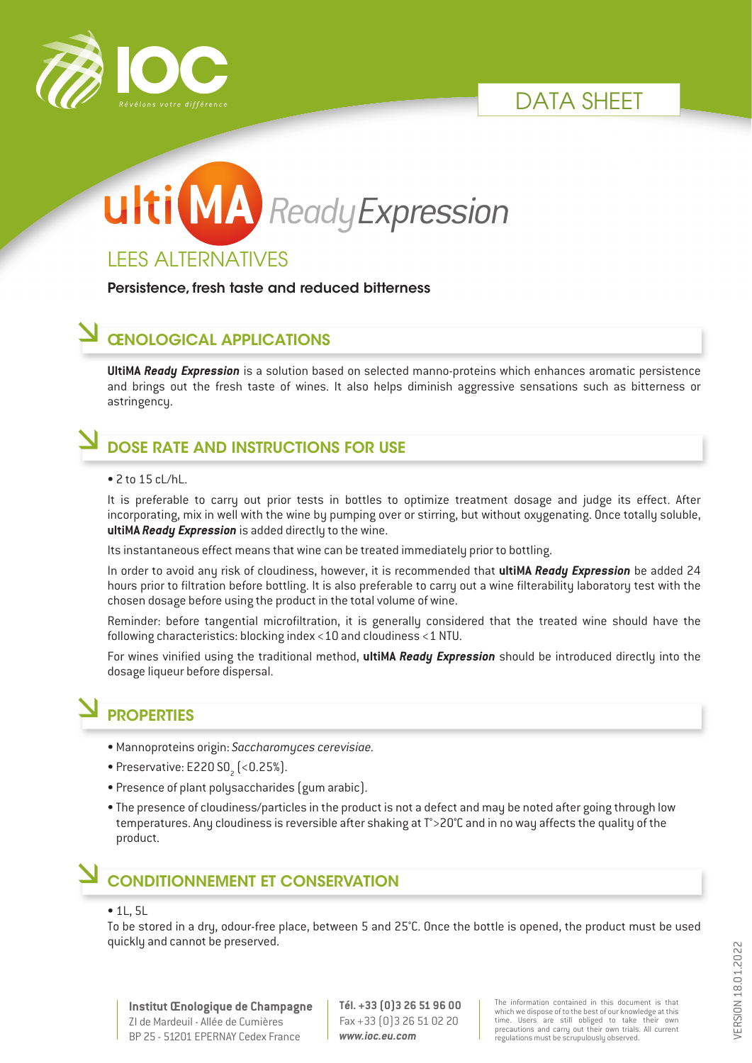IOC

Révélons votre différence

DATA SHEET

# ultiMA ReadyExpression

## LEES ALTERNATIVES

**Persistence, fresh taste and reduced bitterness**

## ŒNOLOGICAL APPLICATIONS

**UltiMA *Ready Expression*** is a solution based on selected manno-proteins which enhances aromatic persistence and brings out the fresh taste of wines. It also helps diminish aggressive sensations such as bitterness or astringency.

## DOSE RATE AND INSTRUCTIONS FOR USE

- 2 to 15 cL/hL.

It is preferable to carry out prior tests in bottles to optimize treatment dosage and judge its effect. After incorporating, mix in well with the wine by pumping over or stirring, but without oxygenating. Once totally soluble, **ultiMA *Ready Expression*** is added directly to the wine.

Its instantaneous effect means that wine can be treated immediately prior to bottling.

In order to avoid any risk of cloudiness, however, it is recommended that **ultiMA *Ready Expression*** be added 24 hours prior to filtration before bottling. It is also preferable to carry out a wine filterability laboratory test with the chosen dosage before using the product in the total volume of wine.

Reminder: before tangential microfiltration, it is generally considered that the treated wine should have the following characteristics: blocking index <10 and cloudiness <1 NTU.

For wines vinified using the traditional method, **ultiMA *Ready Expression*** should be introduced directly into the dosage liqueur before dispersal.

## PROPERTIES

- Mannoproteins origin: *Saccharomyces cerevisiae.*
- Preservative: E220 $SO_2$ (<0.25%).
- Presence of plant polysaccharides (gum arabic).
- The presence of cloudiness/particles in the product is not a defect and may be noted after going through low temperatures. Any cloudiness is reversible after shaking at T°>20°C and in no way affects the quality of the product.

## CONDITIONNEMENT ET CONSERVATION

- 1L, 5L

To be stored in a dry, odour-free place, between 5 and 25°C. Once the bottle is opened, the product must be used quickly and cannot be preserved.

**Institut Œnologique de Champagne**
ZI de Mardeuil - Allée de Cumières
BP 25 - 51201 EPERNAY Cedex France

**Tél. +33 (0)3 26 51 96 00**
Fax +33 (0)3 26 51 02 20
***www.ioc.eu.com***

The information contained in this document is that which we dispose of to the best of our knowledge at this time. Users are still obliged to take their own precautions and carry out their own trials. All current regulations must be scrupulously observed.

VERSION 18.01.2022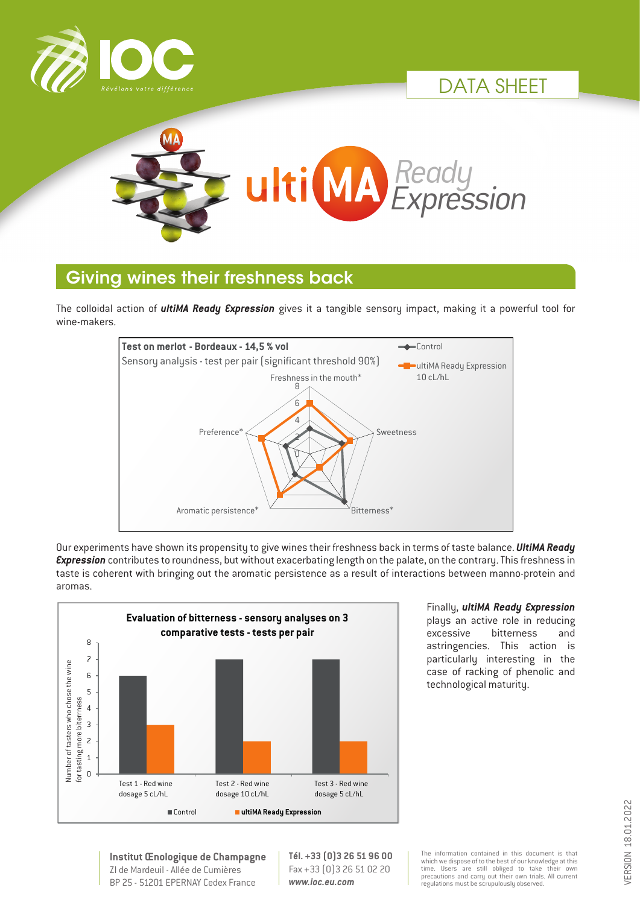DATA SHEET

# ultiMA Ready Expression

## Giving wines their freshness back

The colloidal action of ***ultiMA Ready Expression*** gives it a tangible sensory impact, making it a powerful tool for wine-makers.

**Test on merlot - Bordeaux - 14,5 % vol**

Sensory analysis - test per pair (significant threshold 90%)

Control

ultiMA Ready Expression 10 cL/hL

Freshness in the mouth*

8

6

4

2

0

Sweetness

Bitterness*

Aromatic persistence*

Preference*

Our experiments have shown its propensity to give wines their freshness back in terms of taste balance. ***UltiMA Ready Expression*** contributes to roundness, but without exacerbating length on the palate, on the contrary. This freshness in taste is coherent with bringing out the aromatic persistence as a result of interactions between manno-protein and aromas.

**Evaluation of bitterness - sensory analyses on 3 comparative tests - tests per pair**

Number of tasters who chose the wine for tasting more bitterness

8

7

6

5

4

3

2

1

0

Test 1 - Red wine dosage 5 cL/hL

Test 2 - Red wine dosage 10 cL/hL

Test 3 - Red wine dosage 5 cL/hL

Control

**ultiMA Ready Expression**

Finally, ***ultiMA Ready Expression*** plays an active role in reducing excessive bitterness and astringencies. This action is particularly interesting in the case of racking of phenolic and technological maturity.

**Institut Œnologique de Champagne**
ZI de Mardeuil - Allée de Cumières
BP 25 - 51201 EPERNAY Cedex France

**Tél. +33 (0)3 26 51 96 00**
Fax +33 (0)3 26 51 02 20
***www.ioc.eu.com***

The information contained in this document is that which we dispose of to the best of our knowledge at this time. Users are still obliged to take their own precautions and carry out their own trials. All current regulations must be scrupulously observed.

VERSION 18.01.2022